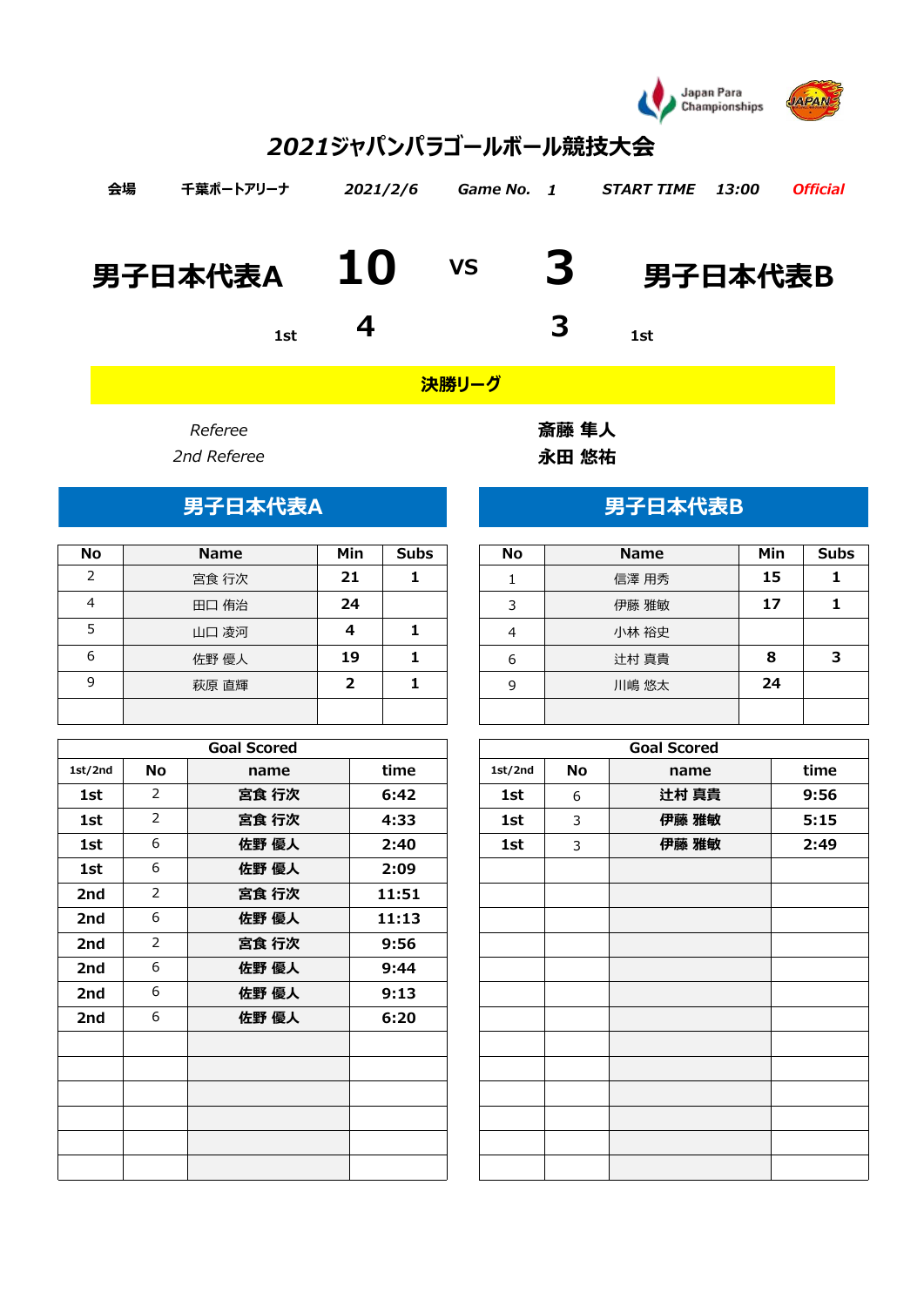Japan Para Championships

# 2021ジャパンパラゴールボール競技大会

| 会場 | 千葉ポートアリーナ | 2021/2/6 | Game No. 1 | START TIME 13:00 | Official |
|---|---|---|---|---|---|

## 男子日本代表A 10 VS 3 男子日本代表B

| | 男子日本代表A | | 男子日本代表B |
|---|---|---|---|
| 1st | 4 | 3 | 1st |

**決勝リーグ**

| | |
|---|---|
| *Referee* | **斎藤 隼人** |
| *2nd Referee* | **永田 悠祐** |

### 男子日本代表A

| No | Name | Min | Subs |
|---|---|---|---|
| 2 | 宮食 行次 | 21 | 1 |
| 4 | 田口 侑治 | 24 | |
| 5 | 山口 凌河 | 4 | 1 |
| 6 | 佐野 優人 | 19 | 1 |
| 9 | 萩原 直輝 | 2 | 1 |
| | | | |

| Goal Scored | | | |
|---|---|---|---|
| 1st/2nd | No | name | time |
| 1st | 2 | 宮食 行次 | 6:42 |
| 1st | 2 | 宮食 行次 | 4:33 |
| 1st | 6 | 佐野 優人 | 2:40 |
| 1st | 6 | 佐野 優人 | 2:09 |
| 2nd | 2 | 宮食 行次 | 11:51 |
| 2nd | 6 | 佐野 優人 | 11:13 |
| 2nd | 2 | 宮食 行次 | 9:56 |
| 2nd | 6 | 佐野 優人 | 9:44 |
| 2nd | 6 | 佐野 優人 | 9:13 |
| 2nd | 6 | 佐野 優人 | 6:20 |

### 男子日本代表B

| No | Name | Min | Subs |
|---|---|---|---|
| 1 | 信澤 用秀 | 15 | 1 |
| 3 | 伊藤 雅敏 | 17 | 1 |
| 4 | 小林 裕史 | | |
| 6 | 辻村 真貴 | 8 | 3 |
| 9 | 川嶋 悠太 | 24 | |
| | | | |

| Goal Scored | | | |
|---|---|---|---|
| 1st/2nd | No | name | time |
| 1st | 6 | 辻村 真貴 | 9:56 |
| 1st | 3 | 伊藤 雅敏 | 5:15 |
| 1st | 3 | 伊藤 雅敏 | 2:49 |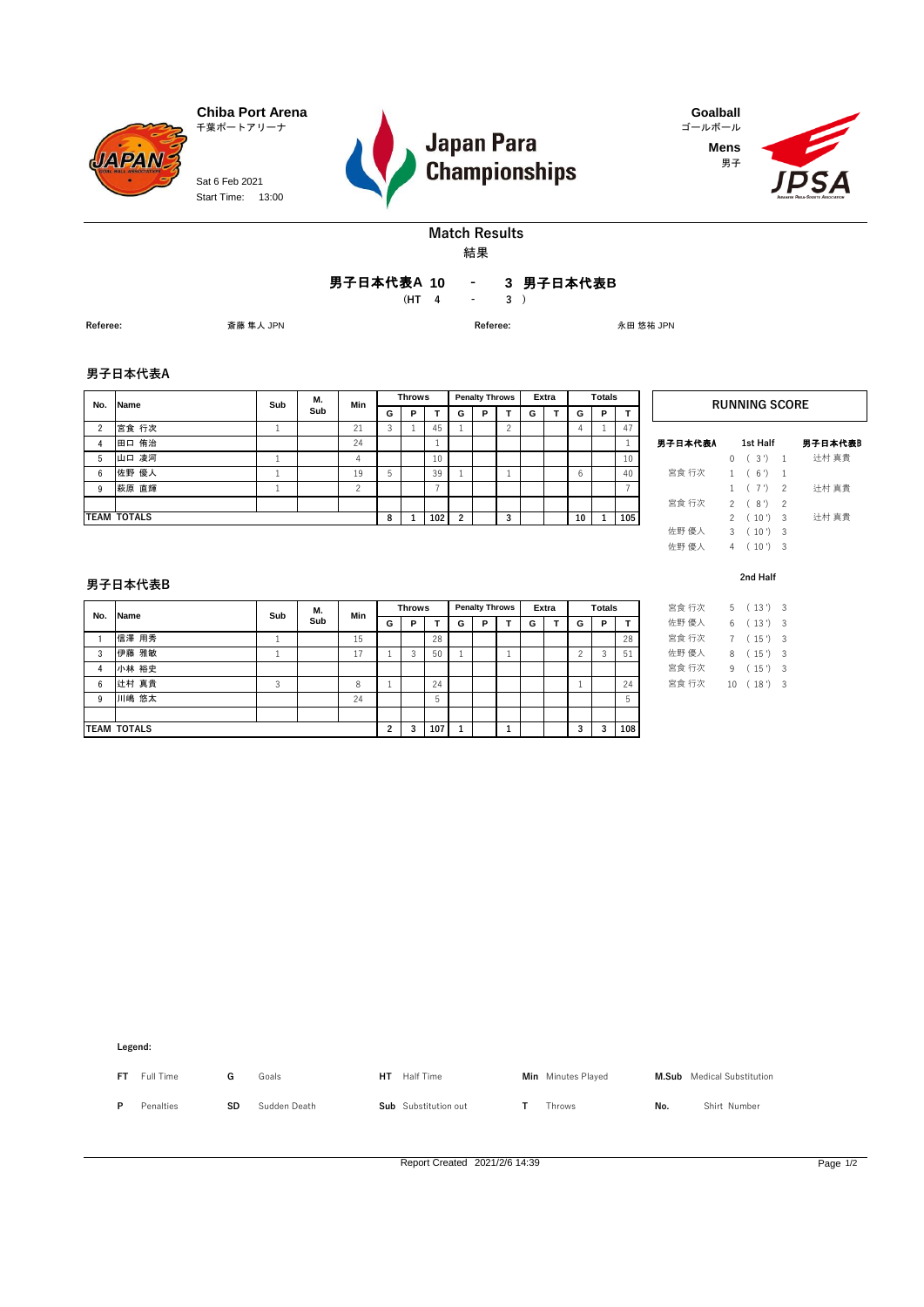Chiba Port Arena
千葉ポートアリーナ

Sat 6 Feb 2021
Start Time: 13:00

# Japan Para Championships

Goalball
ゴールボール
Mens
男子

## Match Results
結果

**男子日本代表A 10 - 3 男子日本代表B**
(HT 4 - 3 )

Referee: 斎藤 隼人 JPN　　Referee: 永田 悠祐 JPN

### 男子日本代表A

| No. | Name | Sub | M. Sub | Min | Throws G | Throws P | Throws T | Penalty Throws G | Penalty Throws P | Penalty Throws T | Extra G | Extra T | Totals G | Totals P | Totals T |
|---|---|---|---|---|---|---|---|---|---|---|---|---|---|---|---|
| 2 | 宮食 行次 | 1 | | 21 | 3 | 1 | 45 | 1 | | 2 | | | 4 | 1 | 47 |
| 4 | 田口 侑治 | | | 24 | | | 1 | | | | | | | | 1 |
| 5 | 山口 凌河 | 1 | | 4 | | | 10 | | | | | | | | 10 |
| 6 | 佐野 優人 | 1 | | 19 | 5 | | 39 | 1 | | 1 | | | 6 | | 40 |
| 9 | 萩原 直輝 | 1 | | 2 | | | 7 | | | | | | | | 7 |
| | | | | | | | | | | | | | | | |
| TEAM TOTALS | | | | | 8 | 1 | 102 | 2 | | 3 | | | 10 | 1 | 105 |

### 男子日本代表B

| No. | Name | Sub | M. Sub | Min | Throws G | Throws P | Throws T | Penalty Throws G | Penalty Throws P | Penalty Throws T | Extra G | Extra T | Totals G | Totals P | Totals T |
|---|---|---|---|---|---|---|---|---|---|---|---|---|---|---|---|
| 1 | 信澤 用秀 | 1 | | 15 | | | 28 | | | | | | | | 28 |
| 3 | 伊藤 雅敏 | 1 | | 17 | 1 | 3 | 50 | 1 | | 1 | | | 2 | 3 | 51 |
| 4 | 小林 裕史 | | | | | | | | | | | | | | |
| 6 | 辻村 真貴 | 3 | | 8 | 1 | | 24 | | | | | | 1 | | 24 |
| 9 | 川嶋 悠太 | | | 24 | | | 5 | | | | | | | | 5 |
| | | | | | | | | | | | | | | | |
| TEAM TOTALS | | | | | 2 | 3 | 107 | 1 | | 1 | | | 3 | 3 | 108 |

### RUNNING SCORE

| 男子日本代表A | Score | 男子日本代表B |
|---|---|---|
| | **1st Half** | |
| | 0 ( 3') 1 | 辻村 真貴 |
| 宮食 行次 | 1 ( 6') 1 | |
| | 1 ( 7') 2 | 辻村 真貴 |
| 宮食 行次 | 2 ( 8') 2 | |
| | 2 ( 10') 3 | 辻村 真貴 |
| 佐野 優人 | 3 ( 10') 3 | |
| 佐野 優人 | 4 ( 10') 3 | |
| | **2nd Half** | |
| 宮食 行次 | 5 ( 13') 3 | |
| 佐野 優人 | 6 ( 13') 3 | |
| 宮食 行次 | 7 ( 15') 3 | |
| 佐野 優人 | 8 ( 15') 3 | |
| 宮食 行次 | 9 ( 15') 3 | |
| 宮食 行次 | 10 ( 18') 3 | |

**Legend:**

| | | | | | | | | | |
|---|---|---|---|---|---|---|---|---|---|
| FT | Full Time | G | Goals | HT | Half Time | Min | Minutes Played | M.Sub | Medical Substitution |
| P | Penalties | SD | Sudden Death | Sub | Substitution out | T | Throws | No. | Shirt Number |

Report Created 2021/2/6 14:39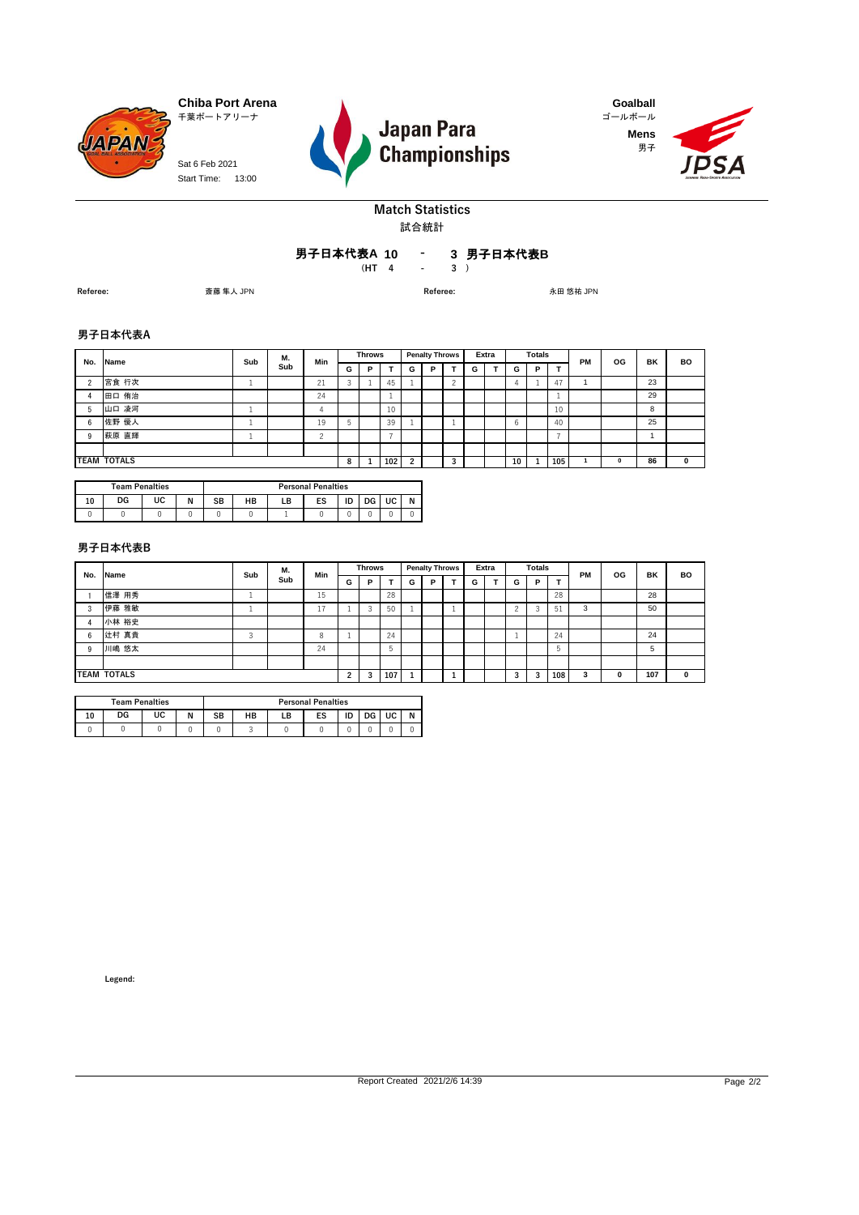Chiba Port Arena
千葉ポートアリーナ

Sat 6 Feb 2021
Start Time: 13:00

Japan Para Championships

Goalball
ゴールボール
Mens
男子

## Match Statistics
試合統計

**男子日本代表A 10 - 3 男子日本代表B**
(HT 4 - 3 )

Referee: 斎藤 隼人 JPN　　Referee: 永田 悠祐 JPN

### 男子日本代表A

| No. | Name | Sub | M. Sub | Min | Throws | | | Penalty Throws | | | Extra | | Totals | | | PM | OG | BK | BO |
|---|---|---|---|---|---|---|---|---|---|---|---|---|---|---|---|---|---|---|---|
| | | | | | G | P | T | G | P | T | G | T | G | P | T | | | | |
| 2 | 宮食 行次 | 1 | | 21 | 3 | 1 | 45 | 1 | | 2 | | | 4 | 1 | 47 | 1 | | 23 | |
| 4 | 田口 侑治 | | | 24 | | | 1 | | | | | | | | 1 | | | 29 | |
| 5 | 山口 凌河 | 1 | | 4 | | | 10 | | | | | | | | 10 | | | 8 | |
| 6 | 佐野 優人 | 1 | | 19 | 5 | | 39 | 1 | | 1 | | | 6 | | 40 | | | 25 | |
| 9 | 萩原 直輝 | 1 | | 2 | | | 7 | | | | | | | | 7 | | | 1 | |
| | | | | | | | | | | | | | | | | | | | |
| TEAM TOTALS | | | | | 8 | 1 | 102 | 2 | | 3 | | | 10 | 1 | 105 | 1 | 0 | 86 | 0 |

| Team Penalties | | | | Personal Penalties | | | | | | | |
|---|---|---|---|---|---|---|---|---|---|---|---|
| 10 | DG | UC | N | SB | HB | LB | ES | ID | DG | UC | N |
| 0 | 0 | 0 | 0 | 0 | 0 | 1 | 0 | 0 | 0 | 0 | 0 |

### 男子日本代表B

| No. | Name | Sub | M. Sub | Min | Throws | | | Penalty Throws | | | Extra | | Totals | | | PM | OG | BK | BO |
|---|---|---|---|---|---|---|---|---|---|---|---|---|---|---|---|---|---|---|---|
| | | | | | G | P | T | G | P | T | G | T | G | P | T | | | | |
| 1 | 信澤 用秀 | 1 | | 15 | | | 28 | | | | | | | | 28 | | | 28 | |
| 3 | 伊藤 雅敏 | 1 | | 17 | 1 | 3 | 50 | 1 | | 1 | | | 2 | 3 | 51 | 3 | | 50 | |
| 4 | 小林 裕史 | | | | | | | | | | | | | | | | | | |
| 6 | 辻村 真貴 | 3 | | 8 | 1 | | 24 | | | | | | 1 | | 24 | | | 24 | |
| 9 | 川嶋 悠太 | | | 24 | | | 5 | | | | | | | | 5 | | | 5 | |
| | | | | | | | | | | | | | | | | | | | |
| TEAM TOTALS | | | | | 2 | 3 | 107 | 1 | | 1 | | | 3 | 3 | 108 | 3 | 0 | 107 | 0 |

| Team Penalties | | | | Personal Penalties | | | | | | | |
|---|---|---|---|---|---|---|---|---|---|---|---|
| 10 | DG | UC | N | SB | HB | LB | ES | ID | DG | UC | N |
| 0 | 0 | 0 | 0 | 0 | 3 | 0 | 0 | 0 | 0 | 0 | 0 |

Legend:

Report Created 2021/2/6 14:39